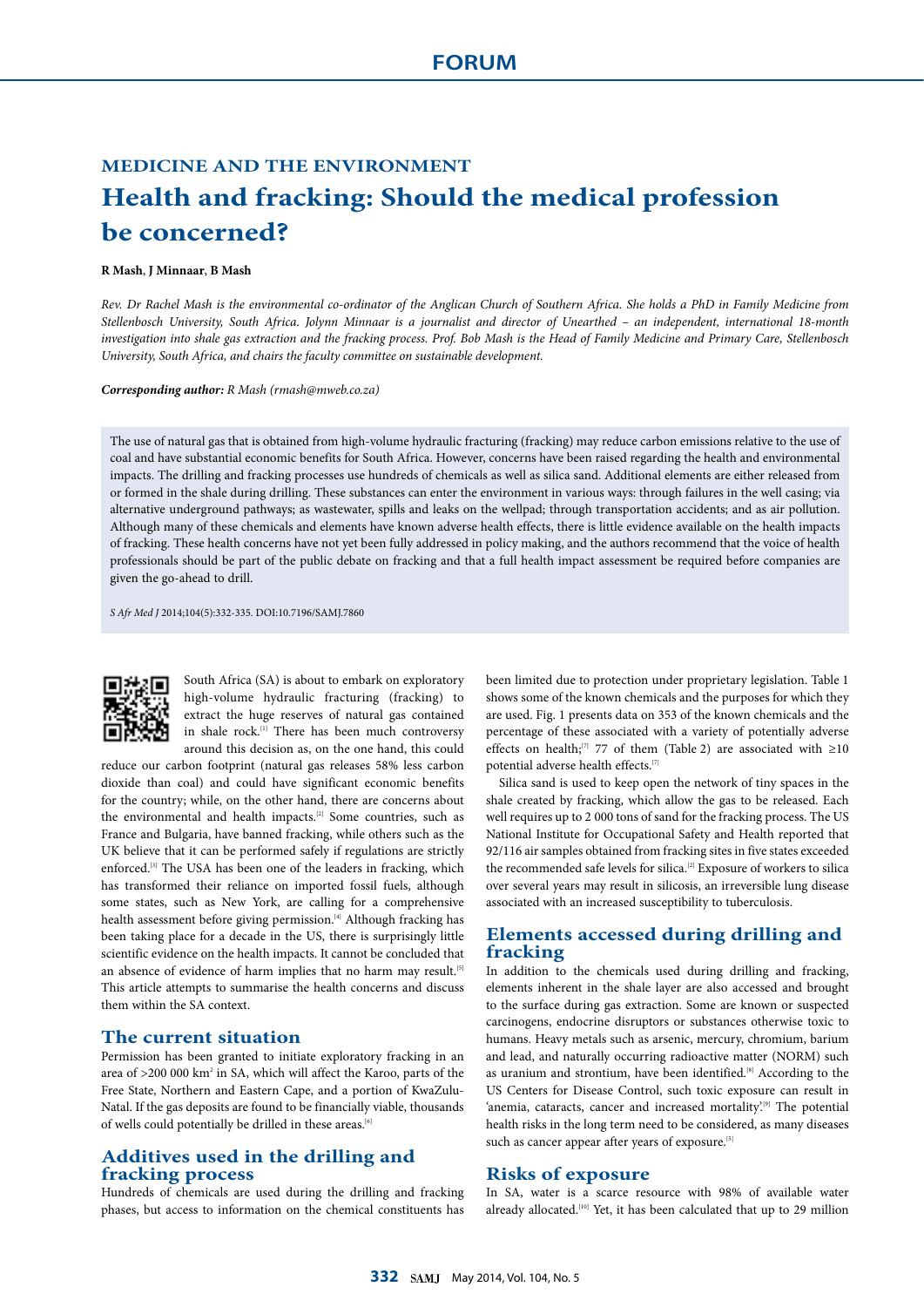FORUM

## MEDICINE AND THE ENVIRONMENT

# Health and fracking: Should the medical profession be concerned?

**R Mash, J Minnaar, B Mash**

*Rev. Dr Rachel Mash is the environmental co-ordinator of the Anglican Church of Southern Africa. She holds a PhD in Family Medicine from Stellenbosch University, South Africa. Jolynn Minnaar is a journalist and director of Unearthed – an independent, international 18-month investigation into shale gas extraction and the fracking process. Prof. Bob Mash is the Head of Family Medicine and Primary Care, Stellenbosch University, South Africa, and chairs the faculty committee on sustainable development.*

***Corresponding author:** R Mash (rmash@mweb.co.za)*

The use of natural gas that is obtained from high-volume hydraulic fracturing (fracking) may reduce carbon emissions relative to the use of coal and have substantial economic benefits for South Africa. However, concerns have been raised regarding the health and environmental impacts. The drilling and fracking processes use hundreds of chemicals as well as silica sand. Additional elements are either released from or formed in the shale during drilling. These substances can enter the environment in various ways: through failures in the well casing; via alternative underground pathways; as wastewater, spills and leaks on the wellpad; through transportation accidents; and as air pollution. Although many of these chemicals and elements have known adverse health effects, there is little evidence available on the health impacts of fracking. These health concerns have not yet been fully addressed in policy making, and the authors recommend that the voice of health professionals should be part of the public debate on fracking and that a full health impact assessment be required before companies are given the go-ahead to drill.

*S Afr Med J* 2014;104(5):332-335. DOI:10.7196/SAMJ.7860

South Africa (SA) is about to embark on exploratory high-volume hydraulic fracturing (fracking) to extract the huge reserves of natural gas contained in shale rock.[1] There has been much controversy around this decision as, on the one hand, this could reduce our carbon footprint (natural gas releases 58% less carbon dioxide than coal) and could have significant economic benefits for the country; while, on the other hand, there are concerns about the environmental and health impacts.[2] Some countries, such as France and Bulgaria, have banned fracking, while others such as the UK believe that it can be performed safely if regulations are strictly enforced.[3] The USA has been one of the leaders in fracking, which has transformed their reliance on imported fossil fuels, although some states, such as New York, are calling for a comprehensive health assessment before giving permission.[4] Although fracking has been taking place for a decade in the US, there is surprisingly little scientific evidence on the health impacts. It cannot be concluded that an absence of evidence of harm implies that no harm may result.[5] This article attempts to summarise the health concerns and discuss them within the SA context.

## The current situation

Permission has been granted to initiate exploratory fracking in an area of >200 000 km$^2$ in SA, which will affect the Karoo, parts of the Free State, Northern and Eastern Cape, and a portion of KwaZulu-Natal. If the gas deposits are found to be financially viable, thousands of wells could potentially be drilled in these areas.[6]

## Additives used in the drilling and fracking process

Hundreds of chemicals are used during the drilling and fracking phases, but access to information on the chemical constituents has been limited due to protection under proprietary legislation. Table 1 shows some of the known chemicals and the purposes for which they are used. Fig. 1 presents data on 353 of the known chemicals and the percentage of these associated with a variety of potentially adverse effects on health;[7] 77 of them (Table 2) are associated with ≥10 potential adverse health effects.[7]

Silica sand is used to keep open the network of tiny spaces in the shale created by fracking, which allow the gas to be released. Each well requires up to 2 000 tons of sand for the fracking process. The US National Institute for Occupational Safety and Health reported that 92/116 air samples obtained from fracking sites in five states exceeded the recommended safe levels for silica.[2] Exposure of workers to silica over several years may result in silicosis, an irreversible lung disease associated with an increased susceptibility to tuberculosis.

## Elements accessed during drilling and fracking

In addition to the chemicals used during drilling and fracking, elements inherent in the shale layer are also accessed and brought to the surface during gas extraction. Some are known or suspected carcinogens, endocrine disruptors or substances otherwise toxic to humans. Heavy metals such as arsenic, mercury, chromium, barium and lead, and naturally occurring radioactive matter (NORM) such as uranium and strontium, have been identified.[8] According to the US Centers for Disease Control, such toxic exposure can result in 'anemia, cataracts, cancer and increased mortality'.[9] The potential health risks in the long term need to be considered, as many diseases such as cancer appear after years of exposure.[5]

## Risks of exposure

In SA, water is a scarce resource with 98% of available water already allocated.[10] Yet, it has been calculated that up to 29 million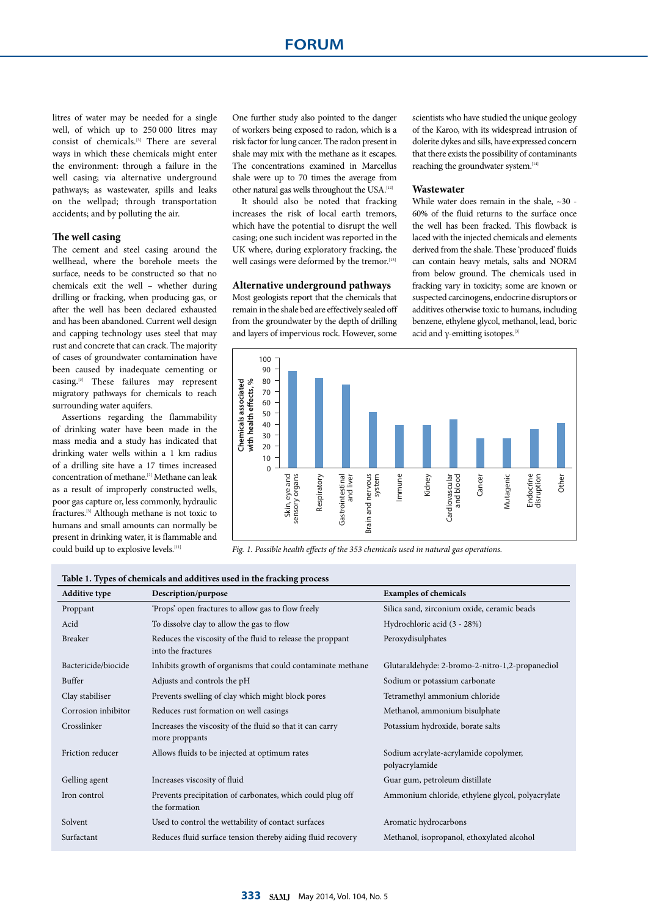litres of water may be needed for a single well, of which up to 250 000 litres may consist of chemicals.[3] There are several ways in which these chemicals might enter the environment: through a failure in the well casing; via alternative underground pathways; as wastewater, spills and leaks on the wellpad; through transportation accidents; and by polluting the air.

### The well casing

The cement and steel casing around the wellhead, where the borehole meets the surface, needs to be constructed so that no chemicals exit the well – whether during drilling or fracking, when producing gas, or after the well has been declared exhausted and has been abandoned. Current well design and capping technology uses steel that may rust and concrete that can crack. The majority of cases of groundwater contamination have been caused by inadequate cementing or casing.[3] These failures may represent migratory pathways for chemicals to reach surrounding water aquifers.

Assertions regarding the flammability of drinking water have been made in the mass media and a study has indicated that drinking water wells within a 1 km radius of a drilling site have a 17 times increased concentration of methane.[2] Methane can leak as a result of improperly constructed wells, poor gas capture or, less commonly, hydraulic fractures.[3] Although methane is not toxic to humans and small amounts can normally be present in drinking water, it is flammable and could build up to explosive levels.[11]

One further study also pointed to the danger of workers being exposed to radon, which is a risk factor for lung cancer. The radon present in shale may mix with the methane as it escapes. The concentrations examined in Marcellus shale were up to 70 times the average from other natural gas wells throughout the USA.[12]

It should also be noted that fracking increases the risk of local earth tremors, which have the potential to disrupt the well casing; one such incident was reported in the UK where, during exploratory fracking, the well casings were deformed by the tremor.[13]

### Alternative underground pathways

Most geologists report that the chemicals that remain in the shale bed are effectively sealed off from the groundwater by the depth of drilling and layers of impervious rock. However, some scientists who have studied the unique geology of the Karoo, with its widespread intrusion of dolerite dykes and sills, have expressed concern that there exists the possibility of contaminants reaching the groundwater system.[14]

### Wastewater

While water does remain in the shale, ~30 - 60% of the fluid returns to the surface once the well has been fracked. This flowback is laced with the injected chemicals and elements derived from the shale. These 'produced' fluids can contain heavy metals, salts and NORM from below ground. The chemicals used in fracking vary in toxicity; some are known or suspected carcinogens, endocrine disruptors or additives otherwise toxic to humans, including benzene, ethylene glycol, methanol, lead, boric acid and γ-emitting isotopes.[3]

*Fig. 1. Possible health effects of the 353 chemicals used in natural gas operations.*

**Table 1. Types of chemicals and additives used in the fracking process**

| Additive type | Description/purpose | Examples of chemicals |
|---|---|---|
| Proppant | 'Props' open fractures to allow gas to flow freely | Silica sand, zirconium oxide, ceramic beads |
| Acid | To dissolve clay to allow the gas to flow | Hydrochloric acid (3 - 28%) |
| Breaker | Reduces the viscosity of the fluid to release the proppant into the fractures | Peroxydisulphates |
| Bactericide/biocide | Inhibits growth of organisms that could contaminate methane | Glutaraldehyde: 2-bromo-2-nitro-1,2-propanediol |
| Buffer | Adjusts and controls the pH | Sodium or potassium carbonate |
| Clay stabiliser | Prevents swelling of clay which might block pores | Tetramethyl ammonium chloride |
| Corrosion inhibitor | Reduces rust formation on well casings | Methanol, ammonium bisulphate |
| Crosslinker | Increases the viscosity of the fluid so that it can carry more proppants | Potassium hydroxide, borate salts |
| Friction reducer | Allows fluids to be injected at optimum rates | Sodium acrylate-acrylamide copolymer, polyacrylamide |
| Gelling agent | Increases viscosity of fluid | Guar gum, petroleum distillate |
| Iron control | Prevents precipitation of carbonates, which could plug off the formation | Ammonium chloride, ethylene glycol, polyacrylate |
| Solvent | Used to control the wettability of contact surfaces | Aromatic hydrocarbons |
| Surfactant | Reduces fluid surface tension thereby aiding fluid recovery | Methanol, isopropanol, ethoxylated alcohol |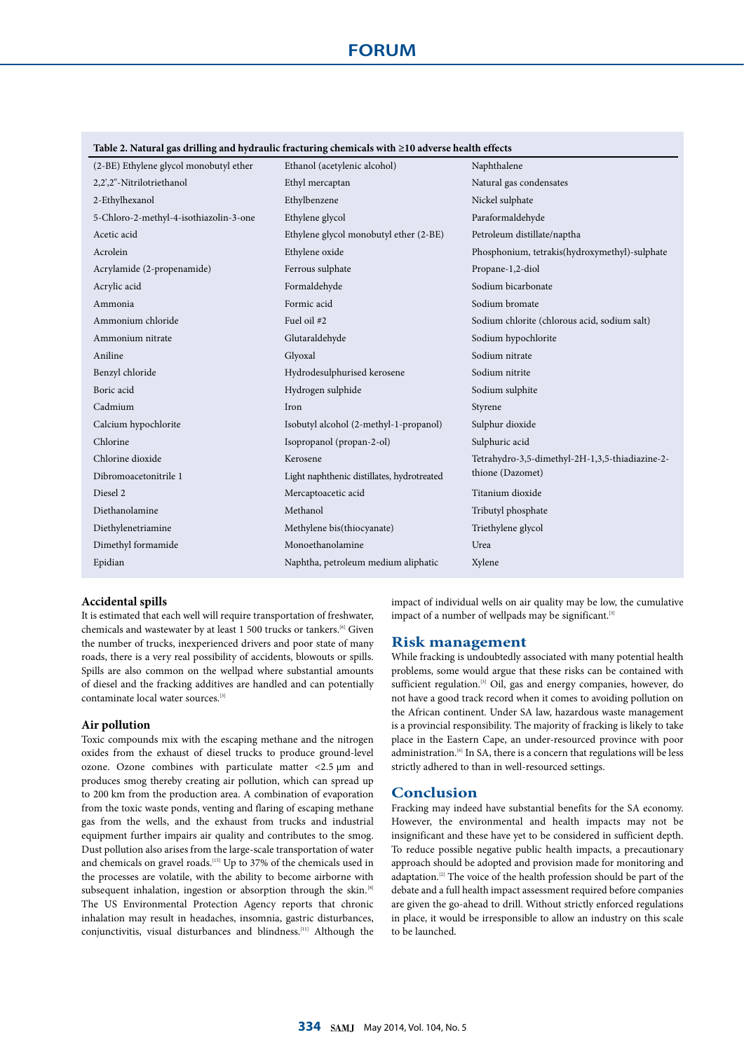**Table 2. Natural gas drilling and hydraulic fracturing chemicals with ≥10 adverse health effects**

| | | |
|---|---|---|
| (2-BE) Ethylene glycol monobutyl ether | Ethanol (acetylenic alcohol) | Naphthalene |
| 2,2',2"-Nitrilotriethanol | Ethyl mercaptan | Natural gas condensates |
| 2-Ethylhexanol | Ethylbenzene | Nickel sulphate |
| 5-Chloro-2-methyl-4-isothiazolin-3-one | Ethylene glycol | Paraformaldehyde |
| Acetic acid | Ethylene glycol monobutyl ether (2-BE) | Petroleum distillate/naptha |
| Acrolein | Ethylene oxide | Phosphonium, tetrakis(hydroxymethyl)-sulphate |
| Acrylamide (2-propenamide) | Ferrous sulphate | Propane-1,2-diol |
| Acrylic acid | Formaldehyde | Sodium bicarbonate |
| Ammonia | Formic acid | Sodium bromate |
| Ammonium chloride | Fuel oil #2 | Sodium chlorite (chlorous acid, sodium salt) |
| Ammonium nitrate | Glutaraldehyde | Sodium hypochlorite |
| Aniline | Glyoxal | Sodium nitrate |
| Benzyl chloride | Hydrodesulphurised kerosene | Sodium nitrite |
| Boric acid | Hydrogen sulphide | Sodium sulphite |
| Cadmium | Iron | Styrene |
| Calcium hypochlorite | Isobutyl alcohol (2-methyl-1-propanol) | Sulphur dioxide |
| Chlorine | Isopropanol (propan-2-ol) | Sulphuric acid |
| Chlorine dioxide | Kerosene | Tetrahydro-3,5-dimethyl-2H-1,3,5-thiadiazine-2-thione (Dazomet) |
| Dibromoacetonitrile 1 | Light naphthenic distillates, hydrotreated | |
| Diesel 2 | Mercaptoacetic acid | Titanium dioxide |
| Diethanolamine | Methanol | Tributyl phosphate |
| Diethylenetriamine | Methylene bis(thiocyanate) | Triethylene glycol |
| Dimethyl formamide | Monoethanolamine | Urea |
| Epidian | Naphtha, petroleum medium aliphatic | Xylene |

### Accidental spills

It is estimated that each well will require transportation of freshwater, chemicals and wastewater by at least 1 500 trucks or tankers.[6] Given the number of trucks, inexperienced drivers and poor state of many roads, there is a very real possibility of accidents, blowouts or spills. Spills are also common on the wellpad where substantial amounts of diesel and the fracking additives are handled and can potentially contaminate local water sources.[3]

### Air pollution

Toxic compounds mix with the escaping methane and the nitrogen oxides from the exhaust of diesel trucks to produce ground-level ozone. Ozone combines with particulate matter <2.5 µm and produces smog thereby creating air pollution, which can spread up to 200 km from the production area. A combination of evaporation from the toxic waste ponds, venting and flaring of escaping methane gas from the wells, and the exhaust from trucks and industrial equipment further impairs air quality and contributes to the smog. Dust pollution also arises from the large-scale transportation of water and chemicals on gravel roads.[15] Up to 37% of the chemicals used in the processes are volatile, with the ability to become airborne with subsequent inhalation, ingestion or absorption through the skin.[8] The US Environmental Protection Agency reports that chronic inhalation may result in headaches, insomnia, gastric disturbances, conjunctivitis, visual disturbances and blindness.[11] Although the impact of individual wells on air quality may be low, the cumulative impact of a number of wellpads may be significant.[3]

## Risk management

While fracking is undoubtedly associated with many potential health problems, some would argue that these risks can be contained with sufficient regulation.[3] Oil, gas and energy companies, however, do not have a good track record when it comes to avoiding pollution on the African continent. Under SA law, hazardous waste management is a provincial responsibility. The majority of fracking is likely to take place in the Eastern Cape, an under-resourced province with poor administration.[6] In SA, there is a concern that regulations will be less strictly adhered to than in well-resourced settings.

## Conclusion

Fracking may indeed have substantial benefits for the SA economy. However, the environmental and health impacts may not be insignificant and these have yet to be considered in sufficient depth. To reduce possible negative public health impacts, a precautionary approach should be adopted and provision made for monitoring and adaptation.[2] The voice of the health profession should be part of the debate and a full health impact assessment required before companies are given the go-ahead to drill. Without strictly enforced regulations in place, it would be irresponsible to allow an industry on this scale to be launched.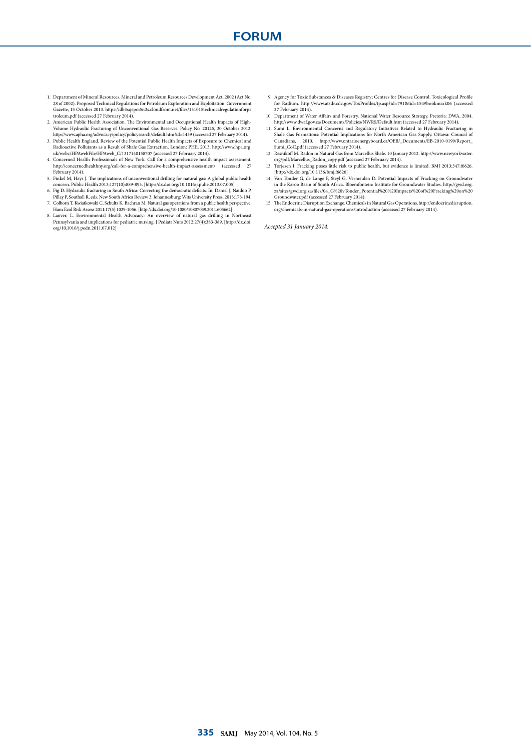1. Department of Mineral Resources. Mineral and Petroleum Resources Development Act, 2002 (Act No. 28 of 2002). Proposed Technical Regulations for Petroleum Exploration and Exploitation. Government Gazette, 15 October 2013. https://db3sqepoi5n3s.cloudfront.net/files/131015technicalregulationforpetroleum.pdf (accessed 27 February 2014).
2. American Public Health Association. The Environmental and Occupational Health Impacts of High-Volume Hydraulic Fracturing of Unconventional Gas Reserves. Policy No. 20125, 30 October 2012. http://www.apha.org/advocacy/policy/policysearch/default.htm?id=1439 (accessed 27 February 2014).
3. Public Health England. Review of the Potential Public Health Impacts of Exposure to Chemical and Radioactive Pollutants as a Result of Shale Gas Extraction. London: PHE, 2013. http://www.hpa.org.uk/webc/HPAwebFile/HPAweb_C/1317140158707 (accessed 27 February 2014).
4. Concerned Health Professionals of New York. Call for a comprehensive health impact assessment. http://concernedhealthny.org/call-for-a-comprehensive-health-impact-assessment/ (accessed 27 February 2014).
5. Finkel M, Hays J. The implications of unconventional drilling for natural gas: A global public health concern. Public Health 2013;127(10):889-893. [http://dx.doi.org/10.1016/j.puhe.2013.07.005]
6. Fig D. Hydraulic fracturing in South Africa: Correcting the democratic deficits. In: Daniel J, Naidoo P, Pillay P, Southall R, eds. New South Africa Review 3. Johannesburg: Wits University Press, 2013:173-194.
7. Colborn T, Kwiatkowski C, Schultz K, Bachran M. Natural gas operations from a public health perspective. Hum Ecol Risk Assess 2011;17(5):1039-1056. [http://dx.doi.org/10.1080/10807039.2011.605662]
8. Lauver, L. Environmental Health Advocacy: An overview of natural gas drilling in Northeast Pennsylvania and implications for pediatric nursing. J Pediatr Nurs 2012;27(4):383-389. [http://dx.doi.org/10.1016/j.pedn.2011.07.012]
9. Agency for Toxic Substances & Diseases Registry; Centres for Disease Control. Toxicological Profile for Radium. http://www.atsdr.cdc.gov/ToxProfiles/tp.asp?id=791&tid=154#bookmark06 (accessed 27 February 2014).
10. Department of Water Affairs and Forestry. National Water Resource Strategy. Pretoria: DWA, 2004. http://www.dwaf.gov.za/Documents/Policies/NWRS/Default.htm (accessed 27 February 2014).
11. Sumi L. Environmental Concerns and Regulatory Initiatives Related to Hydraulic Fracturing in Shale Gas Formations: Potential Implications for North American Gas Supply. Ottawa: Council of Canadians, 2010. http://www.ontarioenergyboard.ca/OEB/_Documents/EB-2010-0199/Report_Sumi_CoC.pdf (accessed 27 February 2014).
12. Resnikoff M. Radon in Natural Gas from Marcellus Shale. 10 January 2012. http://www.newyorkwater.org/pdf/Marcellus_Radon_copy.pdf (accessed 27 February 2014).
13. Torjesen I. Fracking poses little risk to public health, but evidence is limited. BMJ 2013;347:f6626. [http://dx.doi.org/10.1136/bmj.f6626]
14. Van Tonder G, de Lange F, Steyl G, Vermeulen D. Potential Impacts of Fracking on Groundwater in the Karoo Basin of South Africa. Bloemfontein: Institute for Groundwater Studies. http://gwd.org.za/sites/gwd.org.za/files/04_G%20vTonder_Potential%20%20Impacts%20of%20Fracking%20on%20Groundwater.pdf (accessed 27 February 2014).
15. The Endocrine Disruption Exchange. Chemicals in Natural Gas Operations. http://endocrinedisruption.org/chemicals-in-natural-gas-operations/introduction (accessed 27 February 2014).

*Accepted 31 January 2014.*